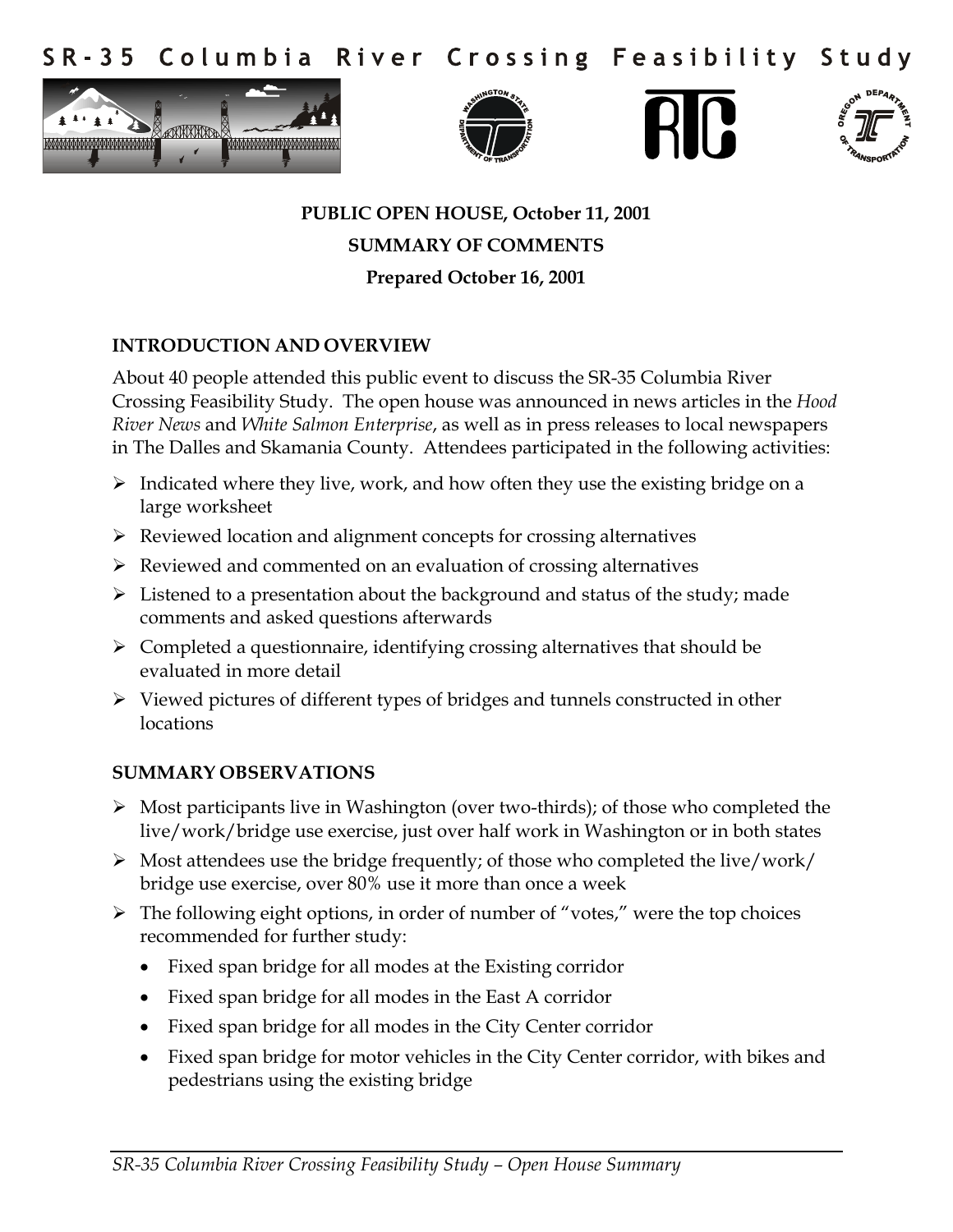# SR-35 Columbia River Crossing Feasibility Study

**PUBLIC OPEN HOUSE, October 11, 2001**

**SUMMARY OF COMMENTS**

**Prepared October 16, 2001**

## INTRODUCTION AND OVERVIEW

About 40 people attended this public event to discuss the SR-35 Columbia River Crossing Feasibility Study. The open house was announced in news articles in the *Hood River News* and *White Salmon Enterprise*, as well as in press releases to local newspapers in The Dalles and Skamania County. Attendees participated in the following activities:

- Indicated where they live, work, and how often they use the existing bridge on a large worksheet
- Reviewed location and alignment concepts for crossing alternatives
- Reviewed and commented on an evaluation of crossing alternatives
- Listened to a presentation about the background and status of the study; made comments and asked questions afterwards
- Completed a questionnaire, identifying crossing alternatives that should be evaluated in more detail
- Viewed pictures of different types of bridges and tunnels constructed in other locations

## SUMMARY OBSERVATIONS

- Most participants live in Washington (over two-thirds); of those who completed the live/work/bridge use exercise, just over half work in Washington or in both states
- Most attendees use the bridge frequently; of those who completed the live/work/ bridge use exercise, over 80% use it more than once a week
- The following eight options, in order of number of "votes," were the top choices recommended for further study:
  - Fixed span bridge for all modes at the Existing corridor
  - Fixed span bridge for all modes in the East A corridor
  - Fixed span bridge for all modes in the City Center corridor
  - Fixed span bridge for motor vehicles in the City Center corridor, with bikes and pedestrians using the existing bridge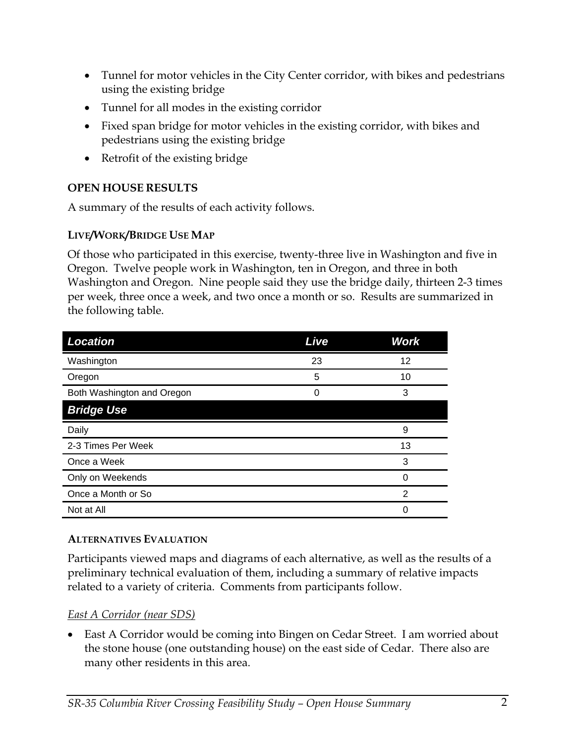- Tunnel for motor vehicles in the City Center corridor, with bikes and pedestrians using the existing bridge
- Tunnel for all modes in the existing corridor
- Fixed span bridge for motor vehicles in the existing corridor, with bikes and pedestrians using the existing bridge
- Retrofit of the existing bridge

## OPEN HOUSE RESULTS

A summary of the results of each activity follows.

### LIVE/WORK/BRIDGE USE MAP

Of those who participated in this exercise, twenty-three live in Washington and five in Oregon. Twelve people work in Washington, ten in Oregon, and three in both Washington and Oregon. Nine people said they use the bridge daily, thirteen 2-3 times per week, three once a week, and two once a month or so. Results are summarized in the following table.

| Location | Live | Work |
|---|---|---|
| Washington | 23 | 12 |
| Oregon | 5 | 10 |
| Both Washington and Oregon | 0 | 3 |
| **Bridge Use** | | |
| Daily | | 9 |
| 2-3 Times Per Week | | 13 |
| Once a Week | | 3 |
| Only on Weekends | | 0 |
| Once a Month or So | | 2 |
| Not at All | | 0 |

### ALTERNATIVES EVALUATION

Participants viewed maps and diagrams of each alternative, as well as the results of a preliminary technical evaluation of them, including a summary of relative impacts related to a variety of criteria. Comments from participants follow.

*East A Corridor (near SDS)*

- East A Corridor would be coming into Bingen on Cedar Street. I am worried about the stone house (one outstanding house) on the east side of Cedar. There also are many other residents in this area.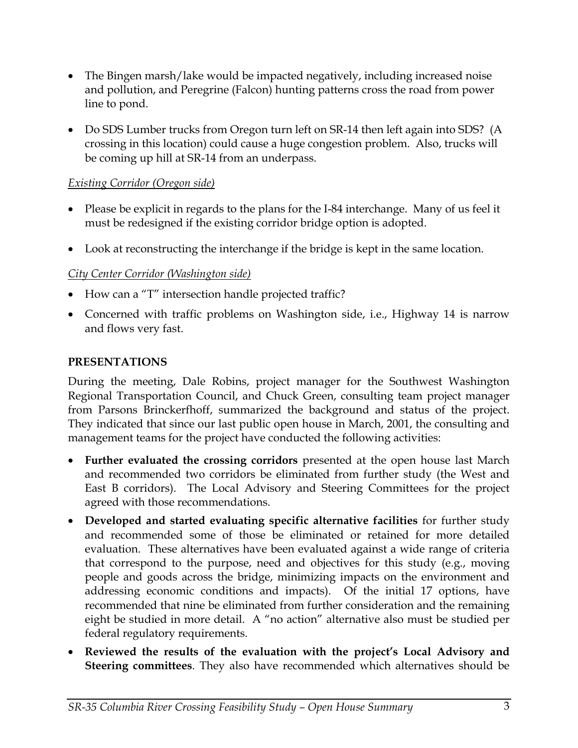- The Bingen marsh/lake would be impacted negatively, including increased noise and pollution, and Peregrine (Falcon) hunting patterns cross the road from power line to pond.

- Do SDS Lumber trucks from Oregon turn left on SR-14 then left again into SDS? (A crossing in this location) could cause a huge congestion problem. Also, trucks will be coming up hill at SR-14 from an underpass.

*Existing Corridor (Oregon side)*

- Please be explicit in regards to the plans for the I-84 interchange. Many of us feel it must be redesigned if the existing corridor bridge option is adopted.

- Look at reconstructing the interchange if the bridge is kept in the same location.

*City Center Corridor (Washington side)*

- How can a "T" intersection handle projected traffic?

- Concerned with traffic problems on Washington side, i.e., Highway 14 is narrow and flows very fast.

## PRESENTATIONS

During the meeting, Dale Robins, project manager for the Southwest Washington Regional Transportation Council, and Chuck Green, consulting team project manager from Parsons Brinckerfhoff, summarized the background and status of the project. They indicated that since our last public open house in March, 2001, the consulting and management teams for the project have conducted the following activities:

- **Further evaluated the crossing corridors** presented at the open house last March and recommended two corridors be eliminated from further study (the West and East B corridors). The Local Advisory and Steering Committees for the project agreed with those recommendations.
- **Developed and started evaluating specific alternative facilities** for further study and recommended some of those be eliminated or retained for more detailed evaluation. These alternatives have been evaluated against a wide range of criteria that correspond to the purpose, need and objectives for this study (e.g., moving people and goods across the bridge, minimizing impacts on the environment and addressing economic conditions and impacts). Of the initial 17 options, have recommended that nine be eliminated from further consideration and the remaining eight be studied in more detail. A "no action" alternative also must be studied per federal regulatory requirements.
- **Reviewed the results of the evaluation with the project's Local Advisory and Steering committees**. They also have recommended which alternatives should be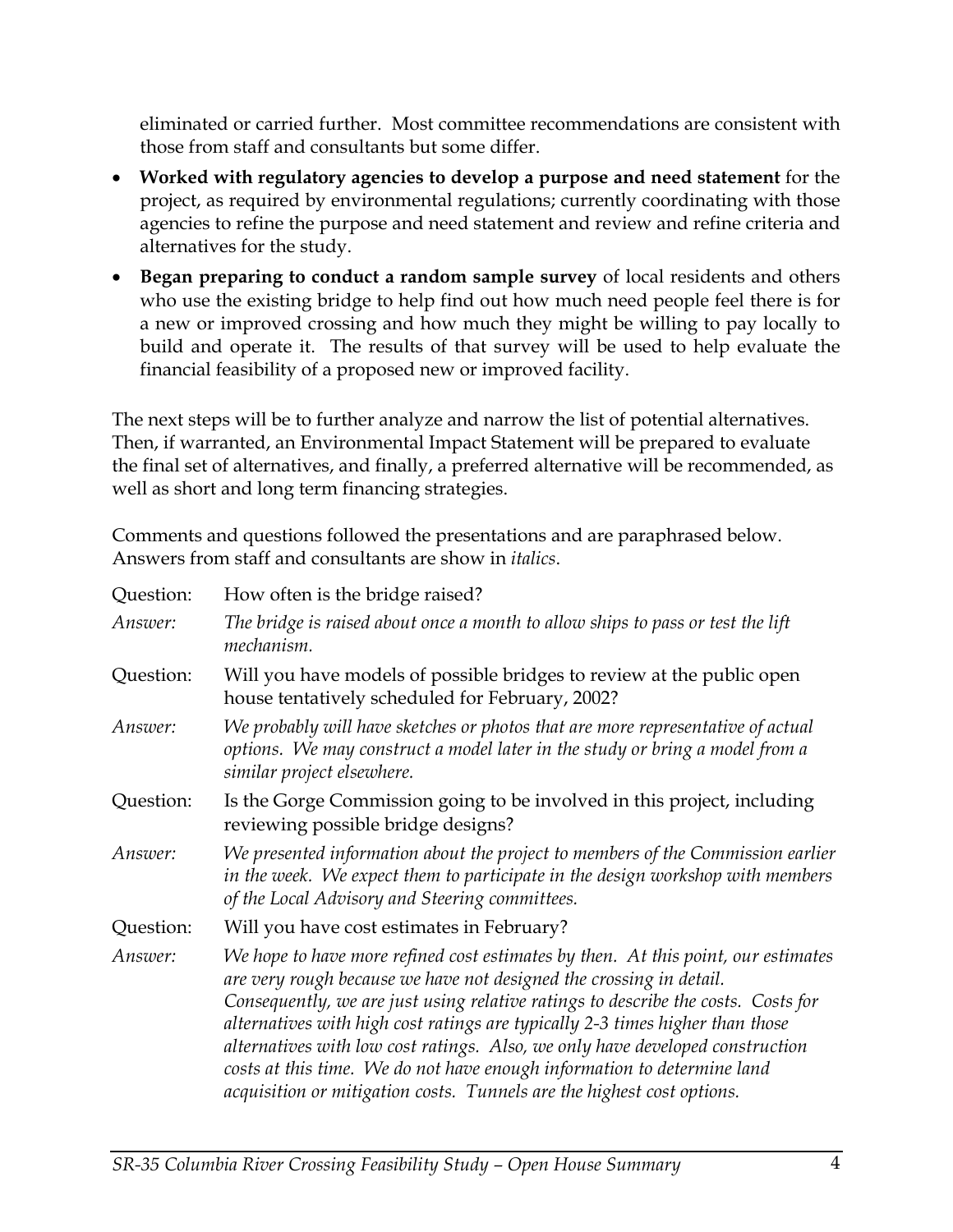eliminated or carried further. Most committee recommendations are consistent with those from staff and consultants but some differ.

- **Worked with regulatory agencies to develop a purpose and need statement** for the project, as required by environmental regulations; currently coordinating with those agencies to refine the purpose and need statement and review and refine criteria and alternatives for the study.
- **Began preparing to conduct a random sample survey** of local residents and others who use the existing bridge to help find out how much need people feel there is for a new or improved crossing and how much they might be willing to pay locally to build and operate it. The results of that survey will be used to help evaluate the financial feasibility of a proposed new or improved facility.

The next steps will be to further analyze and narrow the list of potential alternatives. Then, if warranted, an Environmental Impact Statement will be prepared to evaluate the final set of alternatives, and finally, a preferred alternative will be recommended, as well as short and long term financing strategies.

Comments and questions followed the presentations and are paraphrased below. Answers from staff and consultants are show in *italics*.

Question: How often is the bridge raised?

*Answer: The bridge is raised about once a month to allow ships to pass or test the lift mechanism.*

Question: Will you have models of possible bridges to review at the public open house tentatively scheduled for February, 2002?

*Answer: We probably will have sketches or photos that are more representative of actual options. We may construct a model later in the study or bring a model from a similar project elsewhere.*

Question: Is the Gorge Commission going to be involved in this project, including reviewing possible bridge designs?

*Answer: We presented information about the project to members of the Commission earlier in the week. We expect them to participate in the design workshop with members of the Local Advisory and Steering committees.*

Question: Will you have cost estimates in February?

*Answer: We hope to have more refined cost estimates by then. At this point, our estimates are very rough because we have not designed the crossing in detail. Consequently, we are just using relative ratings to describe the costs. Costs for alternatives with high cost ratings are typically 2-3 times higher than those alternatives with low cost ratings. Also, we only have developed construction costs at this time. We do not have enough information to determine land acquisition or mitigation costs. Tunnels are the highest cost options.*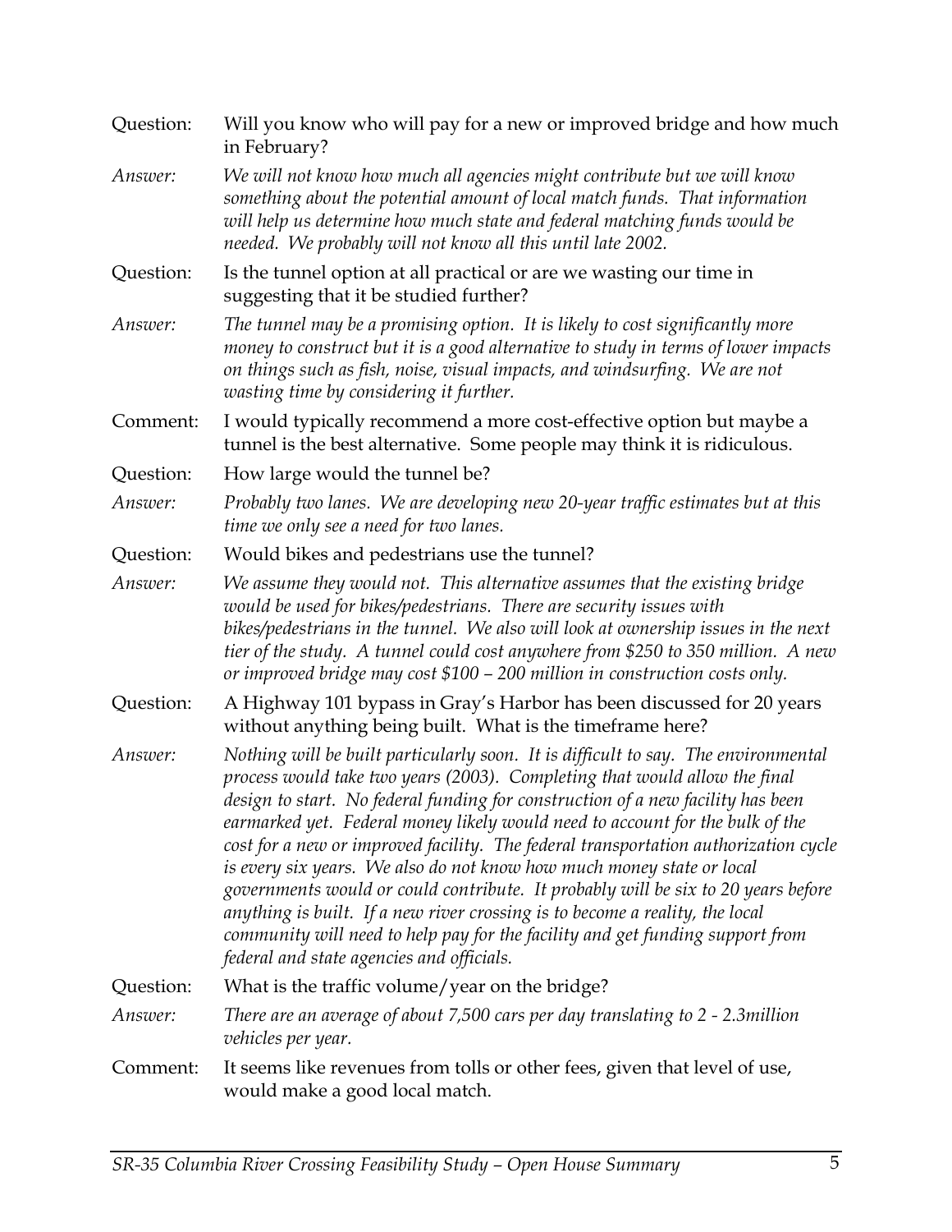Question: Will you know who will pay for a new or improved bridge and how much in February?

*Answer: We will not know how much all agencies might contribute but we will know something about the potential amount of local match funds. That information will help us determine how much state and federal matching funds would be needed. We probably will not know all this until late 2002.*

Question: Is the tunnel option at all practical or are we wasting our time in suggesting that it be studied further?

*Answer: The tunnel may be a promising option. It is likely to cost significantly more money to construct but it is a good alternative to study in terms of lower impacts on things such as fish, noise, visual impacts, and windsurfing. We are not wasting time by considering it further.*

Comment: I would typically recommend a more cost-effective option but maybe a tunnel is the best alternative. Some people may think it is ridiculous.

Question: How large would the tunnel be?

*Answer: Probably two lanes. We are developing new 20-year traffic estimates but at this time we only see a need for two lanes.*

Question: Would bikes and pedestrians use the tunnel?

*Answer: We assume they would not. This alternative assumes that the existing bridge would be used for bikes/pedestrians. There are security issues with bikes/pedestrians in the tunnel. We also will look at ownership issues in the next tier of the study. A tunnel could cost anywhere from $250 to 350 million. A new or improved bridge may cost $100 – 200 million in construction costs only.*

Question: A Highway 101 bypass in Gray's Harbor has been discussed for 20 years without anything being built. What is the timeframe here?

*Answer: Nothing will be built particularly soon. It is difficult to say. The environmental process would take two years (2003). Completing that would allow the final design to start. No federal funding for construction of a new facility has been earmarked yet. Federal money likely would need to account for the bulk of the cost for a new or improved facility. The federal transportation authorization cycle is every six years. We also do not know how much money state or local governments would or could contribute. It probably will be six to 20 years before anything is built. If a new river crossing is to become a reality, the local community will need to help pay for the facility and get funding support from federal and state agencies and officials.*

Question: What is the traffic volume/year on the bridge?

*Answer: There are an average of about 7,500 cars per day translating to 2 - 2.3million vehicles per year.*

Comment: It seems like revenues from tolls or other fees, given that level of use, would make a good local match.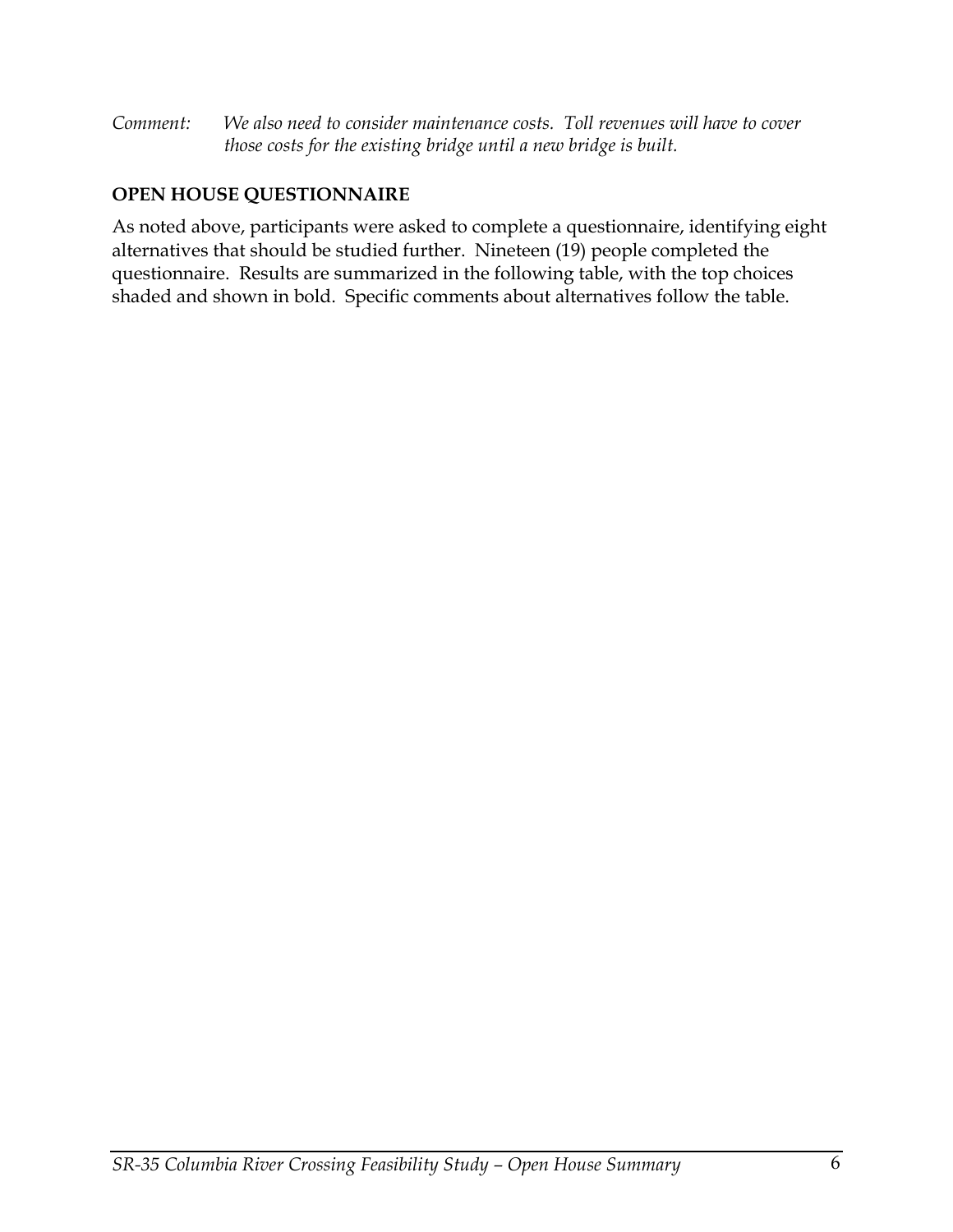*Comment: We also need to consider maintenance costs. Toll revenues will have to cover those costs for the existing bridge until a new bridge is built.*

## OPEN HOUSE QUESTIONNAIRE

As noted above, participants were asked to complete a questionnaire, identifying eight alternatives that should be studied further. Nineteen (19) people completed the questionnaire. Results are summarized in the following table, with the top choices shaded and shown in bold. Specific comments about alternatives follow the table.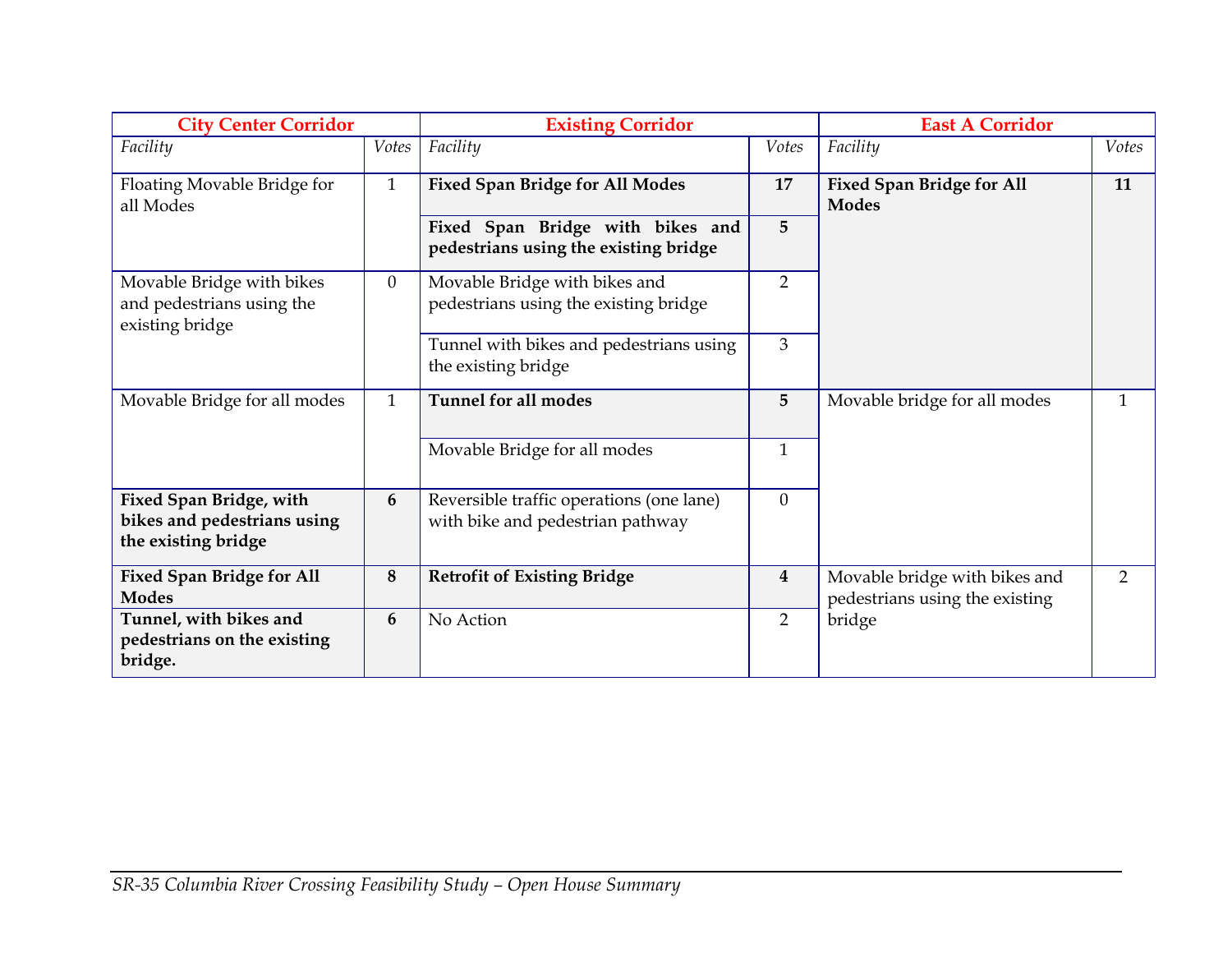| City Center Corridor | | Existing Corridor | | East A Corridor | |
|---|---|---|---|---|---|
| *Facility* | *Votes* | *Facility* | *Votes* | *Facility* | *Votes* |
| Floating Movable Bridge for all Modes | 1 | **Fixed Span Bridge for All Modes** | **17** | **Fixed Span Bridge for All Modes** | **11** |
| | | **Fixed Span Bridge with bikes and pedestrians using the existing bridge** | **5** | | |
| Movable Bridge with bikes and pedestrians using the existing bridge | 0 | Movable Bridge with bikes and pedestrians using the existing bridge | 2 | | |
| | | Tunnel with bikes and pedestrians using the existing bridge | 3 | | |
| Movable Bridge for all modes | 1 | **Tunnel for all modes** | **5** | Movable bridge for all modes | 1 |
| | | Movable Bridge for all modes | 1 | | |
| **Fixed Span Bridge, with bikes and pedestrians using the existing bridge** | **6** | Reversible traffic operations (one lane) with bike and pedestrian pathway | 0 | | |
| **Fixed Span Bridge for All Modes** | **8** | **Retrofit of Existing Bridge** | **4** | Movable bridge with bikes and pedestrians using the existing bridge | 2 |
| **Tunnel, with bikes and pedestrians on the existing bridge.** | **6** | No Action | 2 | | |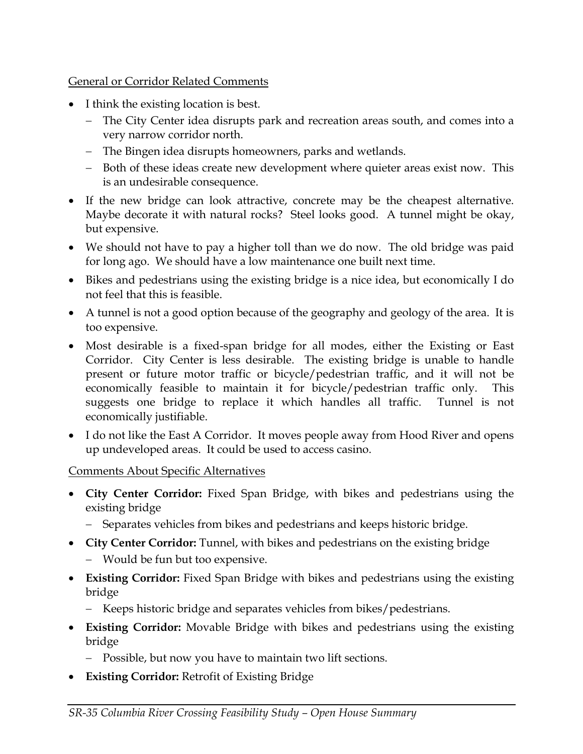General or Corridor Related Comments

- I think the existing location is best.
  - The City Center idea disrupts park and recreation areas south, and comes into a very narrow corridor north.
  - The Bingen idea disrupts homeowners, parks and wetlands.
  - Both of these ideas create new development where quieter areas exist now. This is an undesirable consequence.
- If the new bridge can look attractive, concrete may be the cheapest alternative. Maybe decorate it with natural rocks? Steel looks good. A tunnel might be okay, but expensive.
- We should not have to pay a higher toll than we do now. The old bridge was paid for long ago. We should have a low maintenance one built next time.
- Bikes and pedestrians using the existing bridge is a nice idea, but economically I do not feel that this is feasible.
- A tunnel is not a good option because of the geography and geology of the area. It is too expensive.
- Most desirable is a fixed-span bridge for all modes, either the Existing or East Corridor. City Center is less desirable. The existing bridge is unable to handle present or future motor traffic or bicycle/pedestrian traffic, and it will not be economically feasible to maintain it for bicycle/pedestrian traffic only. This suggests one bridge to replace it which handles all traffic. Tunnel is not economically justifiable.
- I do not like the East A Corridor. It moves people away from Hood River and opens up undeveloped areas. It could be used to access casino.

Comments About Specific Alternatives

- **City Center Corridor:** Fixed Span Bridge, with bikes and pedestrians using the existing bridge
  - Separates vehicles from bikes and pedestrians and keeps historic bridge.
- **City Center Corridor:** Tunnel, with bikes and pedestrians on the existing bridge
  - Would be fun but too expensive.
- **Existing Corridor:** Fixed Span Bridge with bikes and pedestrians using the existing bridge
  - Keeps historic bridge and separates vehicles from bikes/pedestrians.
- **Existing Corridor:** Movable Bridge with bikes and pedestrians using the existing bridge
  - Possible, but now you have to maintain two lift sections.
- **Existing Corridor:** Retrofit of Existing Bridge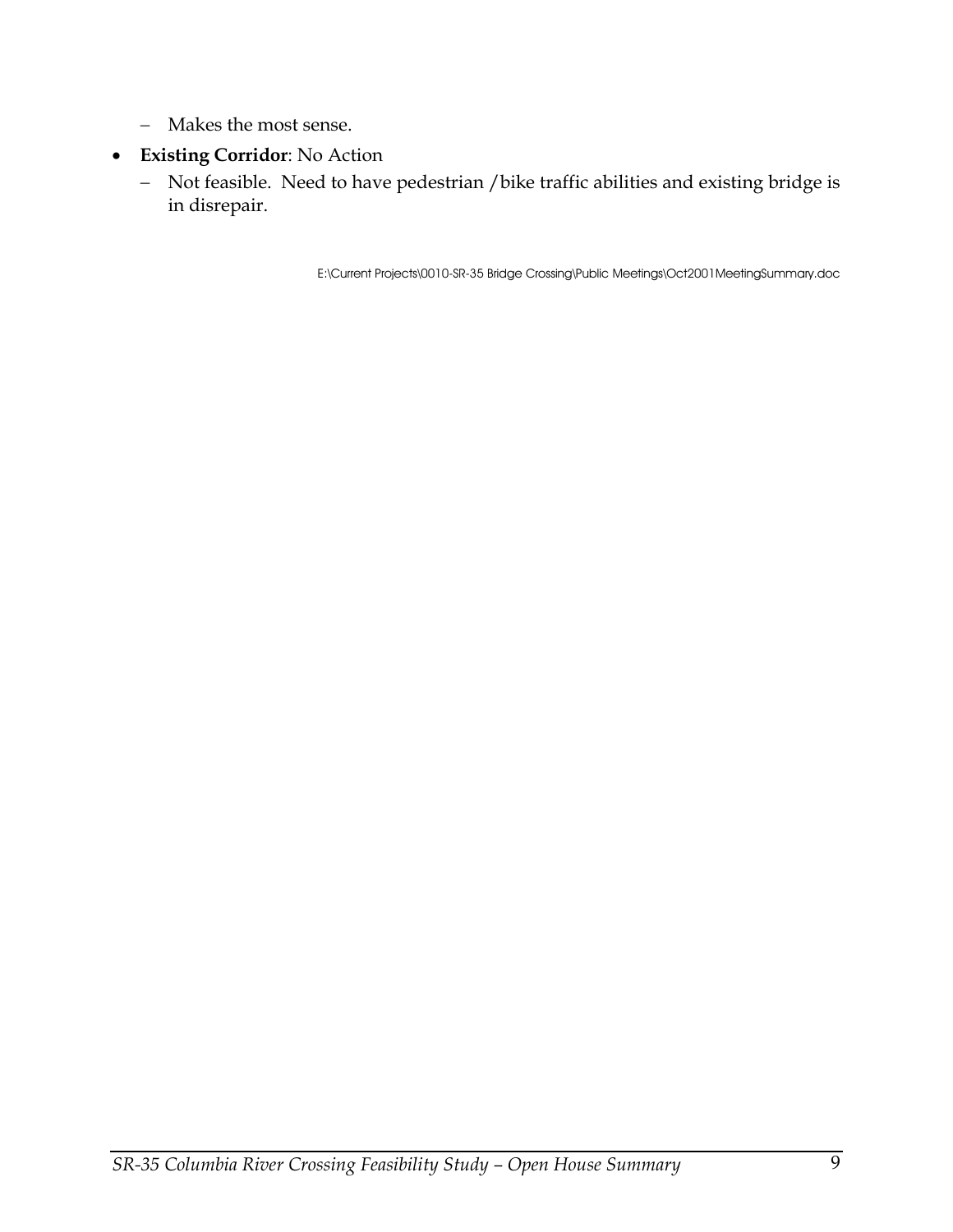- Makes the most sense.
- **Existing Corridor**: No Action
  - Not feasible. Need to have pedestrian /bike traffic abilities and existing bridge is in disrepair.

E:\Current Projects\0010-SR-35 Bridge Crossing\Public Meetings\Oct2001MeetingSummary.doc